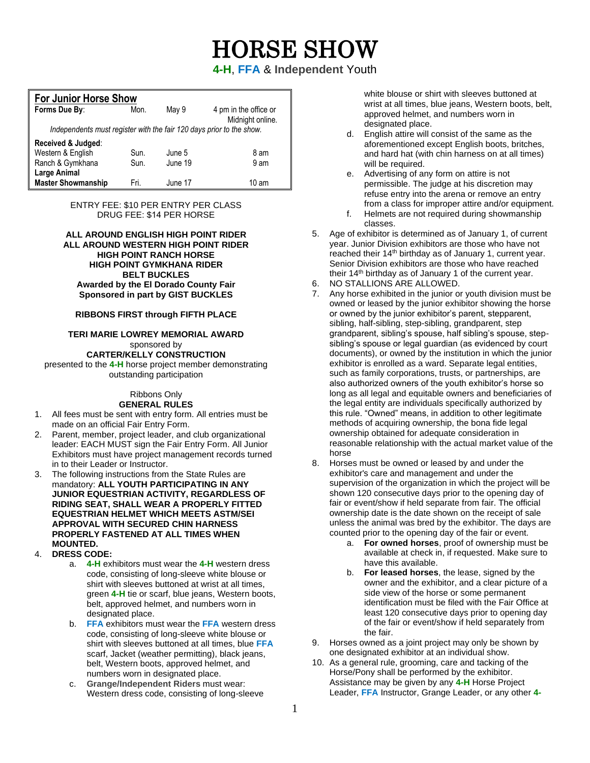# HORSE SHOW

**4-H**, **FFA** & **Independent** Youth

## For Junior Horse Show

| Forms Due By: | Mon. | May 9 | 4 pm in the office or Midnight online. |
|---|---|---|---|
| *Independents must register with the fair 120 days prior to the show.* | | | |
| **Received & Judged:** | | | |
| Western & English | Sun. | June 5 | 8 am |
| Ranch & Gymkhana | Sun. | June 19 | 9 am |
| **Large Animal** | | | |
| **Master Showmanship** | Fri. | June 17 | 10 am |

ENTRY FEE: $10 PER ENTRY PER CLASS
DRUG FEE: $14 PER HORSE

**ALL AROUND ENGLISH HIGH POINT RIDER**
**ALL AROUND WESTERN HIGH POINT RIDER**
**HIGH POINT RANCH HORSE**
**HIGH POINT GYMKHANA RIDER**
**BELT BUCKLES**
**Awarded by the El Dorado County Fair**
**Sponsored in part by GIST BUCKLES**

**RIBBONS FIRST through FIFTH PLACE**

**TERI MARIE LOWREY MEMORIAL AWARD**
sponsored by
**CARTER/KELLY CONSTRUCTION**
presented to the **4-H** horse project member demonstrating outstanding participation

Ribbons Only

**GENERAL RULES**

1. All fees must be sent with entry form. All entries must be made on an official Fair Entry Form.
2. Parent, member, project leader, and club organizational leader: EACH MUST sign the Fair Entry Form. All Junior Exhibitors must have project management records turned in to their Leader or Instructor.
3. The following instructions from the State Rules are mandatory: **ALL YOUTH PARTICIPATING IN ANY JUNIOR EQUESTRIAN ACTIVITY, REGARDLESS OF RIDING SEAT, SHALL WEAR A PROPERLY FITTED EQUESTRIAN HELMET WHICH MEETS ASTM/SEI APPROVAL WITH SECURED CHIN HARNESS PROPERLY FASTENED AT ALL TIMES WHEN MOUNTED.**
4. **DRESS CODE:**
   a. **4-H** exhibitors must wear the **4-H** western dress code, consisting of long-sleeve white blouse or shirt with sleeves buttoned at wrist at all times, green **4-H** tie or scarf, blue jeans, Western boots, belt, approved helmet, and numbers worn in designated place.
   b. **FFA** exhibitors must wear the **FFA** western dress code, consisting of long-sleeve white blouse or shirt with sleeves buttoned at all times, blue **FFA** scarf, Jacket (weather permitting), black jeans, belt, Western boots, approved helmet, and numbers worn in designated place.
   c. **Grange/Independent Riders** must wear: Western dress code, consisting of long-sleeve white blouse or shirt with sleeves buttoned at wrist at all times, blue jeans, Western boots, belt, approved helmet, and numbers worn in designated place.
   d. English attire will consist of the same as the aforementioned except English boots, britches, and hard hat (with chin harness on at all times) will be required.
   e. Advertising of any form on attire is not permissible. The judge at his discretion may refuse entry into the arena or remove an entry from a class for improper attire and/or equipment.
   f. Helmets are not required during showmanship classes.
5. Age of exhibitor is determined as of January 1, of current year. Junior Division exhibitors are those who have not reached their 14th birthday as of January 1, current year. Senior Division exhibitors are those who have reached their 14th birthday as of January 1 of the current year.
6. NO STALLIONS ARE ALLOWED.
7. Any horse exhibited in the junior or youth division must be owned or leased by the junior exhibitor showing the horse or owned by the junior exhibitor's parent, stepparent, sibling, half-sibling, step-sibling, grandparent, step grandparent, sibling's spouse, half sibling's spouse, step-sibling's spouse or legal guardian (as evidenced by court documents), or owned by the institution in which the junior exhibitor is enrolled as a ward. Separate legal entities, such as family corporations, trusts, or partnerships, are also authorized owners of the youth exhibitor's horse so long as all legal and equitable owners and beneficiaries of the legal entity are individuals specifically authorized by this rule. "Owned" means, in addition to other legitimate methods of acquiring ownership, the bona fide legal ownership obtained for adequate consideration in reasonable relationship with the actual market value of the horse
8. Horses must be owned or leased by and under the exhibitor's care and management and under the supervision of the organization in which the project will be shown 120 consecutive days prior to the opening day of fair or event/show if held separate from fair. The official ownership date is the date shown on the receipt of sale unless the animal was bred by the exhibitor. The days are counted prior to the opening day of the fair or event.
   a. **For owned horses**, proof of ownership must be available at check in, if requested. Make sure to have this available.
   b. **For leased horses**, the lease, signed by the owner and the exhibitor, and a clear picture of a side view of the horse or some permanent identification must be filed with the Fair Office at least 120 consecutive days prior to opening day of the fair or event/show if held separately from the fair.
9. Horses owned as a joint project may only be shown by one designated exhibitor at an individual show.
10. As a general rule, grooming, care and tacking of the Horse/Pony shall be performed by the exhibitor. Assistance may be given by any **4-H** Horse Project Leader, **FFA** Instructor, Grange Leader, or any other **4-**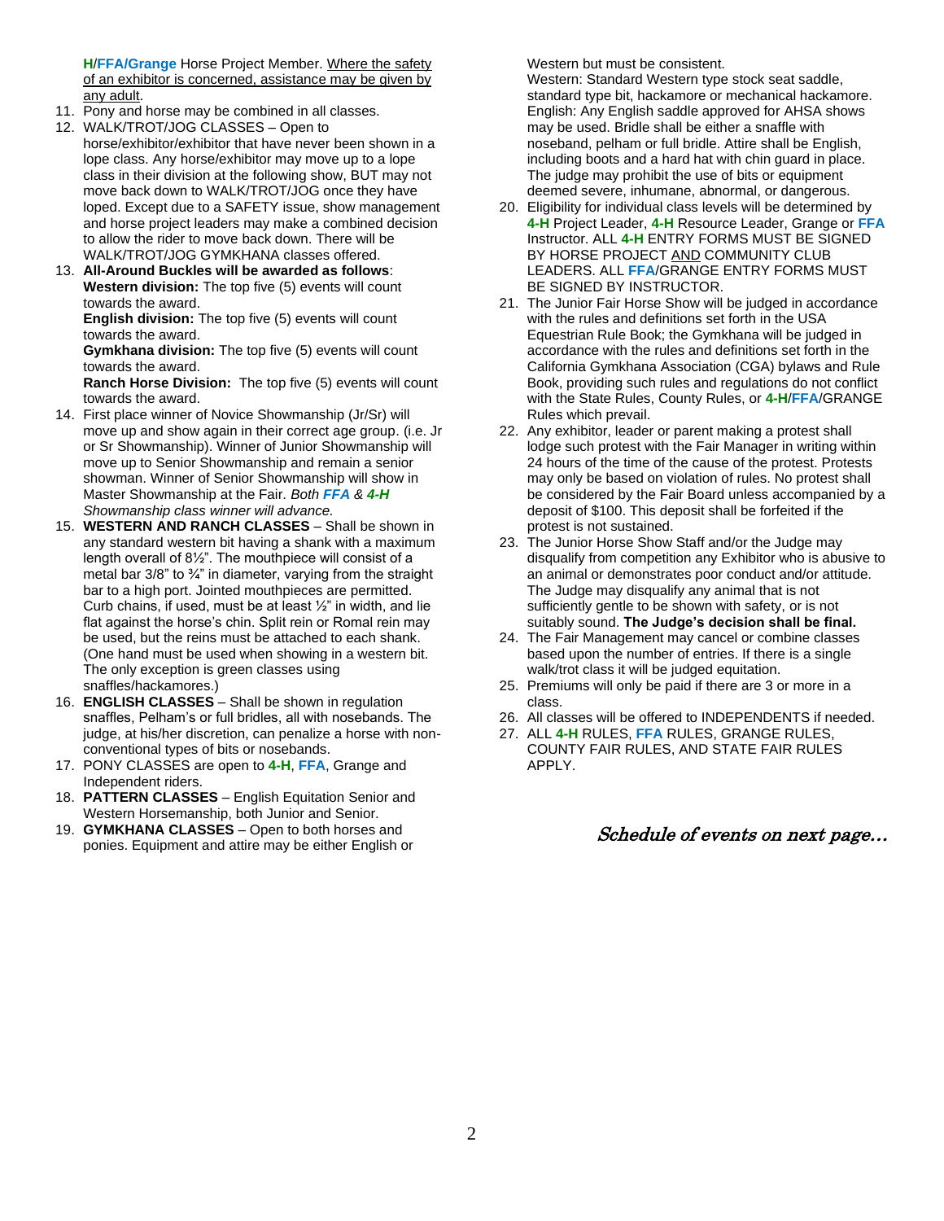H/**FFA/Grange** Horse Project Member. Where the safety of an exhibitor is concerned, assistance may be given by any adult.

11. Pony and horse may be combined in all classes.
12. WALK/TROT/JOG CLASSES – Open to horse/exhibitor/exhibitor that have never been shown in a lope class. Any horse/exhibitor may move up to a lope class in their division at the following show, BUT may not move back down to WALK/TROT/JOG once they have loped. Except due to a SAFETY issue, show management and horse project leaders may make a combined decision to allow the rider to move back down. There will be WALK/TROT/JOG GYMKHANA classes offered.
13. **All-Around Buckles will be awarded as follows**:
    **Western division:** The top five (5) events will count towards the award.
    **English division:** The top five (5) events will count towards the award.
    **Gymkhana division:** The top five (5) events will count towards the award.
    **Ranch Horse Division:** The top five (5) events will count towards the award.
14. First place winner of Novice Showmanship (Jr/Sr) will move up and show again in their correct age group. (i.e. Jr or Sr Showmanship). Winner of Junior Showmanship will move up to Senior Showmanship and remain a senior showman. Winner of Senior Showmanship will show in Master Showmanship at the Fair. *Both **FFA** & **4-H** Showmanship class winner will advance.*
15. **WESTERN AND RANCH CLASSES** – Shall be shown in any standard western bit having a shank with a maximum length overall of 8½". The mouthpiece will consist of a metal bar 3/8" to ¾" in diameter, varying from the straight bar to a high port. Jointed mouthpieces are permitted. Curb chains, if used, must be at least ½" in width, and lie flat against the horse's chin. Split rein or Romal rein may be used, but the reins must be attached to each shank. (One hand must be used when showing in a western bit. The only exception is green classes using snaffles/hackamores.)
16. **ENGLISH CLASSES** – Shall be shown in regulation snaffles, Pelham's or full bridles, all with nosebands. The judge, at his/her discretion, can penalize a horse with non-conventional types of bits or nosebands.
17. PONY CLASSES are open to **4-H**, **FFA**, Grange and Independent riders.
18. **PATTERN CLASSES** – English Equitation Senior and Western Horsemanship, both Junior and Senior.
19. **GYMKHANA CLASSES** – Open to both horses and ponies. Equipment and attire may be either English or Western but must be consistent.
    Western: Standard Western type stock seat saddle, standard type bit, hackamore or mechanical hackamore.
    English: Any English saddle approved for AHSA shows may be used. Bridle shall be either a snaffle with noseband, pelham or full bridle. Attire shall be English, including boots and a hard hat with chin guard in place. The judge may prohibit the use of bits or equipment deemed severe, inhumane, abnormal, or dangerous.
20. Eligibility for individual class levels will be determined by **4-H** Project Leader, **4-H** Resource Leader, Grange or **FFA** Instructor. ALL **4-H** ENTRY FORMS MUST BE SIGNED BY HORSE PROJECT AND COMMUNITY CLUB LEADERS. ALL **FFA**/GRANGE ENTRY FORMS MUST BE SIGNED BY INSTRUCTOR.
21. The Junior Fair Horse Show will be judged in accordance with the rules and definitions set forth in the USA Equestrian Rule Book; the Gymkhana will be judged in accordance with the rules and definitions set forth in the California Gymkhana Association (CGA) bylaws and Rule Book, providing such rules and regulations do not conflict with the State Rules, County Rules, or **4-H**/**FFA**/GRANGE Rules which prevail.
22. Any exhibitor, leader or parent making a protest shall lodge such protest with the Fair Manager in writing within 24 hours of the time of the cause of the protest. Protests may only be based on violation of rules. No protest shall be considered by the Fair Board unless accompanied by a deposit of $100. This deposit shall be forfeited if the protest is not sustained.
23. The Junior Horse Show Staff and/or the Judge may disqualify from competition any Exhibitor who is abusive to an animal or demonstrates poor conduct and/or attitude. The Judge may disqualify any animal that is not sufficiently gentle to be shown with safety, or is not suitably sound. **The Judge's decision shall be final.**
24. The Fair Management may cancel or combine classes based upon the number of entries. If there is a single walk/trot class it will be judged equitation.
25. Premiums will only be paid if there are 3 or more in a class.
26. All classes will be offered to INDEPENDENTS if needed.
27. ALL **4-H** RULES, **FFA** RULES, GRANGE RULES, COUNTY FAIR RULES, AND STATE FAIR RULES APPLY.

*Schedule of events on next page…*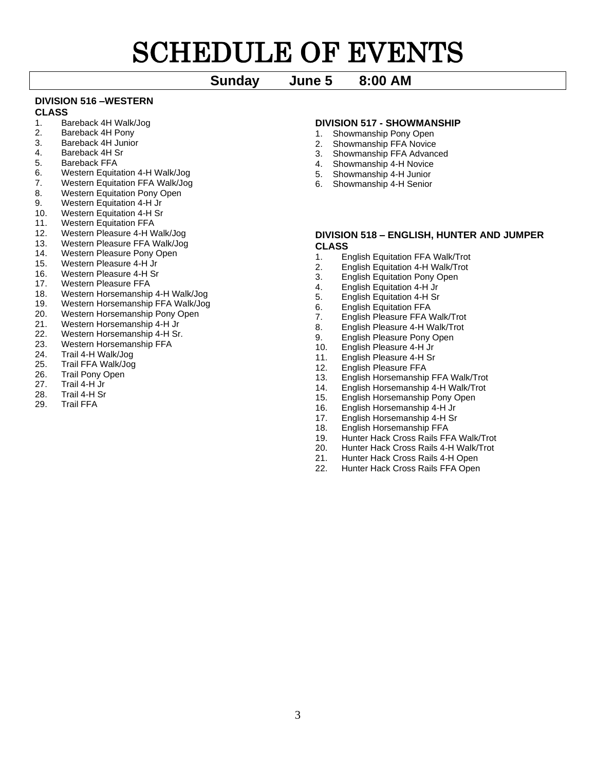# SCHEDULE OF EVENTS

**Sunday June 5 8:00 AM**

**DIVISION 516 –WESTERN**
**CLASS**

1. Bareback 4H Walk/Jog
2. Bareback 4H Pony
3. Bareback 4H Junior
4. Bareback 4H Sr
5. Bareback FFA
6. Western Equitation 4-H Walk/Jog
7. Western Equitation FFA Walk/Jog
8. Western Equitation Pony Open
9. Western Equitation 4-H Jr
10. Western Equitation 4-H Sr
11. Western Equitation FFA
12. Western Pleasure 4-H Walk/Jog
13. Western Pleasure FFA Walk/Jog
14. Western Pleasure Pony Open
15. Western Pleasure 4-H Jr
16. Western Pleasure 4-H Sr
17. Western Pleasure FFA
18. Western Horsemanship 4-H Walk/Jog
19. Western Horsemanship FFA Walk/Jog
20. Western Horsemanship Pony Open
21. Western Horsemanship 4-H Jr
22. Western Horsemanship 4-H Sr.
23. Western Horsemanship FFA
24. Trail 4-H Walk/Jog
25. Trail FFA Walk/Jog
26. Trail Pony Open
27. Trail 4-H Jr
28. Trail 4-H Sr
29. Trail FFA

**DIVISION 517 - SHOWMANSHIP**

1. Showmanship Pony Open
2. Showmanship FFA Novice
3. Showmanship FFA Advanced
4. Showmanship 4-H Novice
5. Showmanship 4-H Junior
6. Showmanship 4-H Senior

**DIVISION 518 – ENGLISH, HUNTER AND JUMPER**
**CLASS**

1. English Equitation FFA Walk/Trot
2. English Equitation 4-H Walk/Trot
3. English Equitation Pony Open
4. English Equitation 4-H Jr
5. English Equitation 4-H Sr
6. English Equitation FFA
7. English Pleasure FFA Walk/Trot
8. English Pleasure 4-H Walk/Trot
9. English Pleasure Pony Open
10. English Pleasure 4-H Jr
11. English Pleasure 4-H Sr
12. English Pleasure FFA
13. English Horsemanship FFA Walk/Trot
14. English Horsemanship 4-H Walk/Trot
15. English Horsemanship Pony Open
16. English Horsemanship 4-H Jr
17. English Horsemanship 4-H Sr
18. English Horsemanship FFA
19. Hunter Hack Cross Rails FFA Walk/Trot
20. Hunter Hack Cross Rails 4-H Walk/Trot
21. Hunter Hack Cross Rails 4-H Open
22. Hunter Hack Cross Rails FFA Open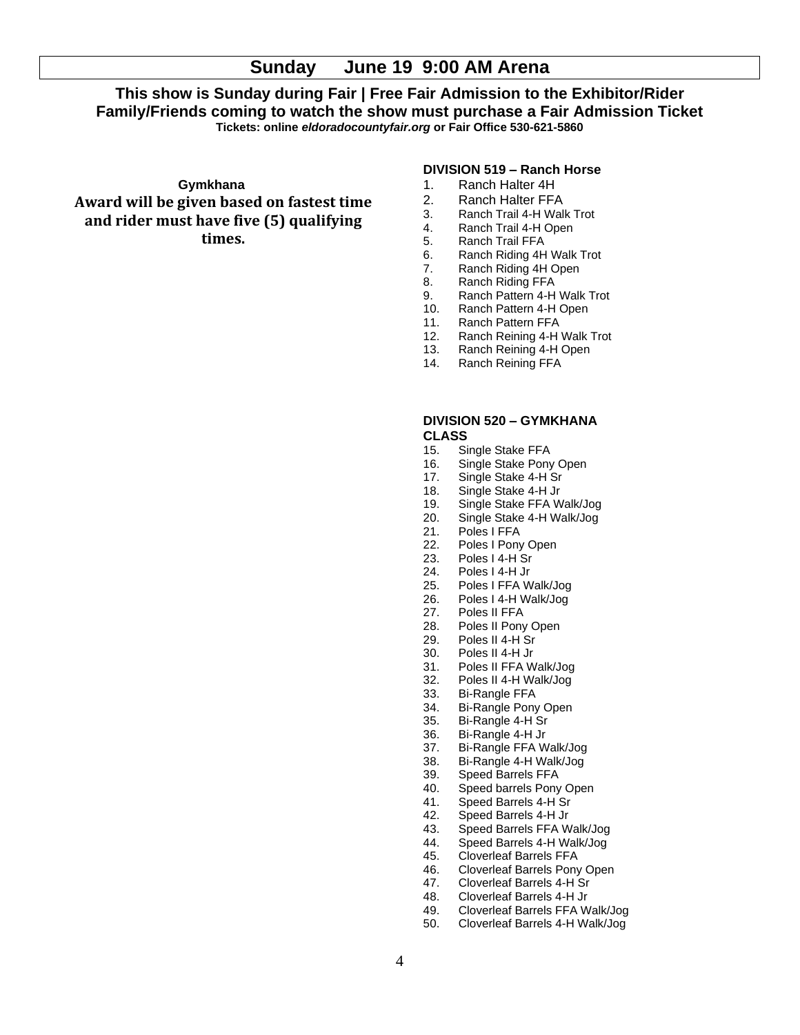## Sunday June 19 9:00 AM Arena

**This show is Sunday during Fair | Free Fair Admission to the Exhibitor/Rider**
**Family/Friends coming to watch the show must purchase a Fair Admission Ticket**
**Tickets: online *eldoradocountyfair.org* or Fair Office 530-621-5860**

**Gymkhana**

**Award will be given based on fastest time and rider must have five (5) qualifying times.**

**DIVISION 519 – Ranch Horse**

1. Ranch Halter 4H
2. Ranch Halter FFA
3. Ranch Trail 4-H Walk Trot
4. Ranch Trail 4-H Open
5. Ranch Trail FFA
6. Ranch Riding 4H Walk Trot
7. Ranch Riding 4H Open
8. Ranch Riding FFA
9. Ranch Pattern 4-H Walk Trot
10. Ranch Pattern 4-H Open
11. Ranch Pattern FFA
12. Ranch Reining 4-H Walk Trot
13. Ranch Reining 4-H Open
14. Ranch Reining FFA

**DIVISION 520 – GYMKHANA CLASS**

15. Single Stake FFA
16. Single Stake Pony Open
17. Single Stake 4-H Sr
18. Single Stake 4-H Jr
19. Single Stake FFA Walk/Jog
20. Single Stake 4-H Walk/Jog
21. Poles I FFA
22. Poles I Pony Open
23. Poles I 4-H Sr
24. Poles I 4-H Jr
25. Poles I FFA Walk/Jog
26. Poles I 4-H Walk/Jog
27. Poles II FFA
28. Poles II Pony Open
29. Poles II 4-H Sr
30. Poles II 4-H Jr
31. Poles II FFA Walk/Jog
32. Poles II 4-H Walk/Jog
33. Bi-Rangle FFA
34. Bi-Rangle Pony Open
35. Bi-Rangle 4-H Sr
36. Bi-Rangle 4-H Jr
37. Bi-Rangle FFA Walk/Jog
38. Bi-Rangle 4-H Walk/Jog
39. Speed Barrels FFA
40. Speed barrels Pony Open
41. Speed Barrels 4-H Sr
42. Speed Barrels 4-H Jr
43. Speed Barrels FFA Walk/Jog
44. Speed Barrels 4-H Walk/Jog
45. Cloverleaf Barrels FFA
46. Cloverleaf Barrels Pony Open
47. Cloverleaf Barrels 4-H Sr
48. Cloverleaf Barrels 4-H Jr
49. Cloverleaf Barrels FFA Walk/Jog
50. Cloverleaf Barrels 4-H Walk/Jog